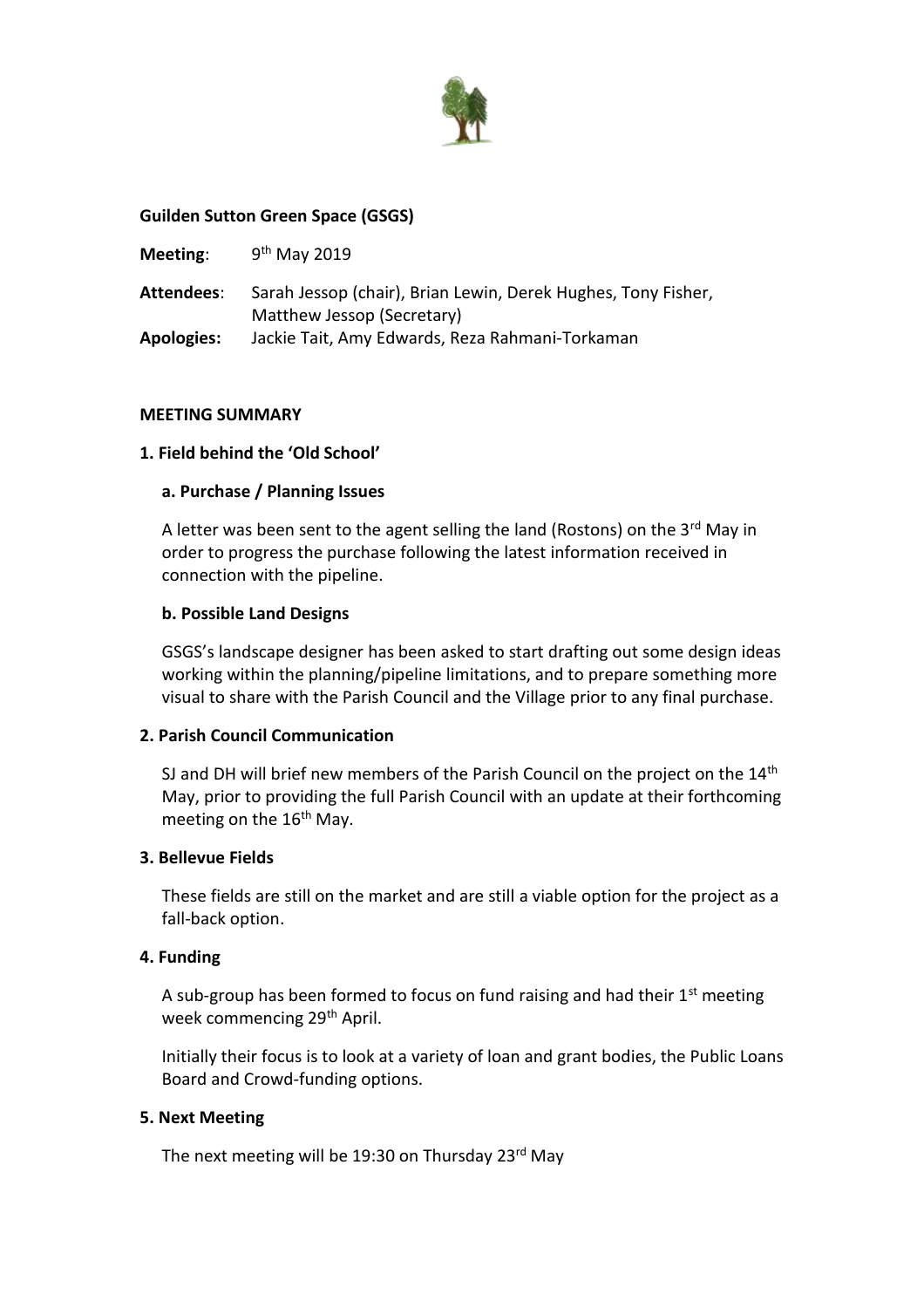**Guilden Sutton Green Space (GSGS)**

**Meeting**: 9th May 2019

**Attendees**: Sarah Jessop (chair), Brian Lewin, Derek Hughes, Tony Fisher, Matthew Jessop (Secretary)

**Apologies:** Jackie Tait, Amy Edwards, Reza Rahmani-Torkaman

**MEETING SUMMARY**

**1. Field behind the 'Old School'**

**a. Purchase / Planning Issues**

A letter was been sent to the agent selling the land (Rostons) on the 3rd May in order to progress the purchase following the latest information received in connection with the pipeline.

**b. Possible Land Designs**

GSGS's landscape designer has been asked to start drafting out some design ideas working within the planning/pipeline limitations, and to prepare something more visual to share with the Parish Council and the Village prior to any final purchase.

**2. Parish Council Communication**

SJ and DH will brief new members of the Parish Council on the project on the 14th May, prior to providing the full Parish Council with an update at their forthcoming meeting on the 16th May.

**3. Bellevue Fields**

These fields are still on the market and are still a viable option for the project as a fall-back option.

**4. Funding**

A sub-group has been formed to focus on fund raising and had their 1st meeting week commencing 29th April.

Initially their focus is to look at a variety of loan and grant bodies, the Public Loans Board and Crowd-funding options.

**5. Next Meeting**

The next meeting will be 19:30 on Thursday 23rd May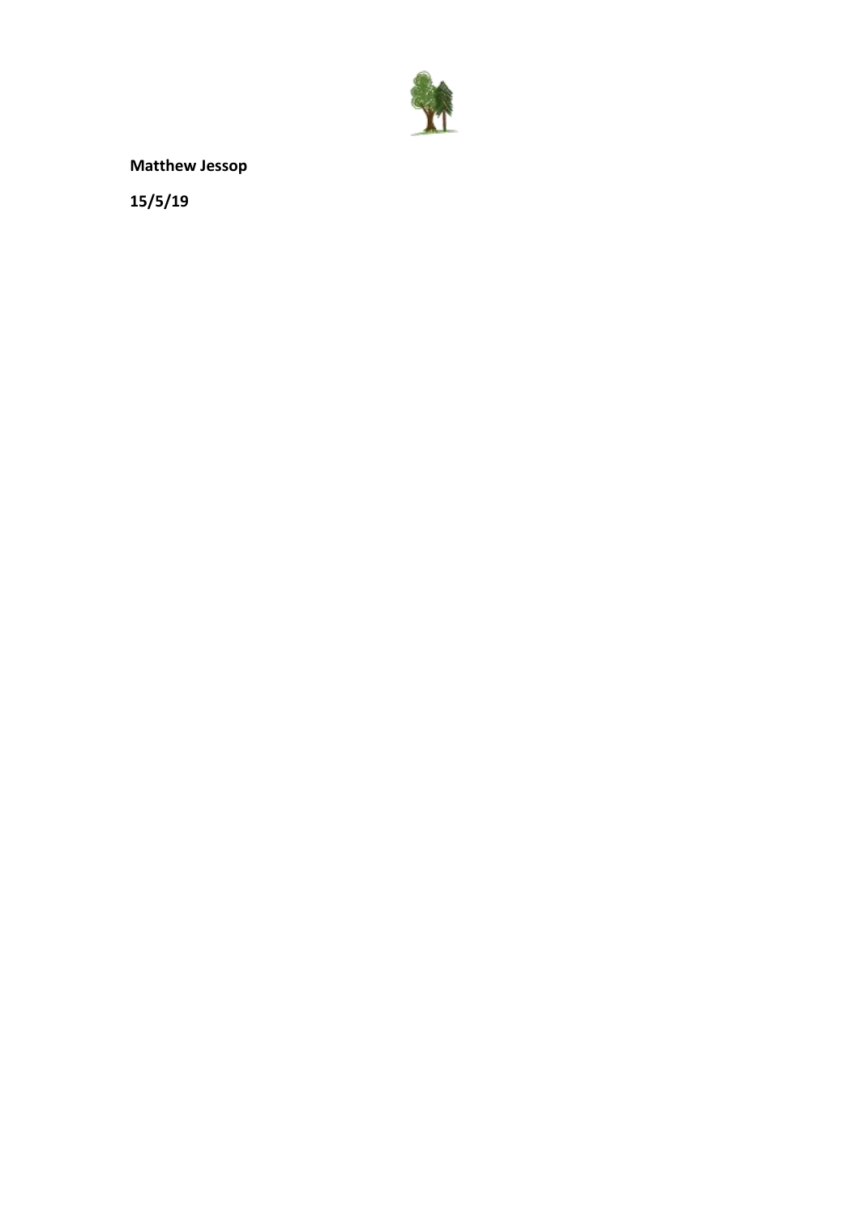**Matthew Jessop**

**15/5/19**